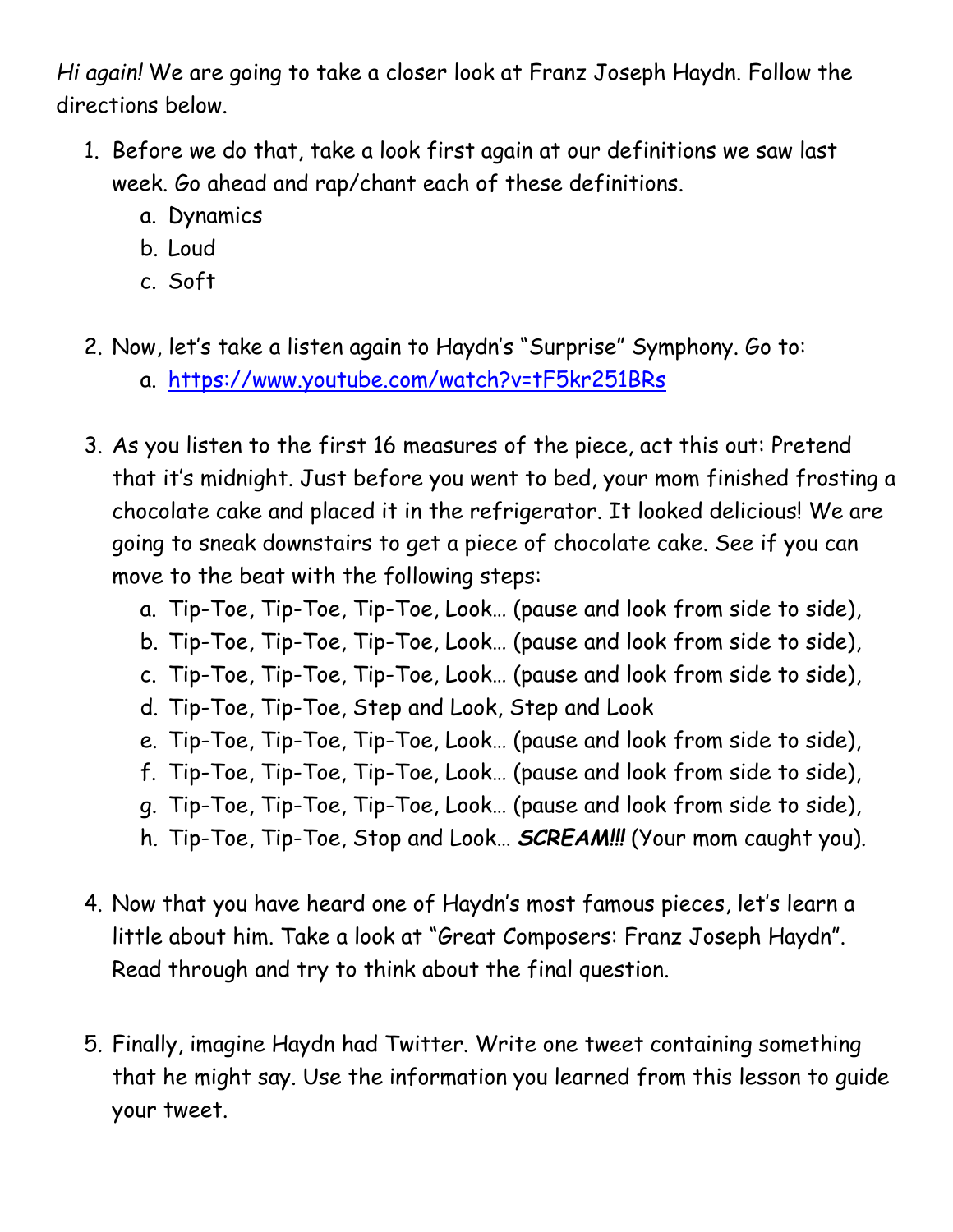*Hi again!* We are going to take a closer look at Franz Joseph Haydn. Follow the directions below.

1. Before we do that, take a look first again at our definitions we saw last week. Go ahead and rap/chant each of these definitions.
   a. Dynamics
   b. Loud
   c. Soft

2. Now, let's take a listen again to Haydn's "Surprise" Symphony. Go to:
   a. https://www.youtube.com/watch?v=tF5kr251BRs

3. As you listen to the first 16 measures of the piece, act this out: Pretend that it's midnight. Just before you went to bed, your mom finished frosting a chocolate cake and placed it in the refrigerator. It looked delicious! We are going to sneak downstairs to get a piece of chocolate cake. See if you can move to the beat with the following steps:
   a. Tip-Toe, Tip-Toe, Tip-Toe, Look… (pause and look from side to side),
   b. Tip-Toe, Tip-Toe, Tip-Toe, Look… (pause and look from side to side),
   c. Tip-Toe, Tip-Toe, Tip-Toe, Look… (pause and look from side to side),
   d. Tip-Toe, Tip-Toe, Step and Look, Step and Look
   e. Tip-Toe, Tip-Toe, Tip-Toe, Look… (pause and look from side to side),
   f. Tip-Toe, Tip-Toe, Tip-Toe, Look… (pause and look from side to side),
   g. Tip-Toe, Tip-Toe, Tip-Toe, Look… (pause and look from side to side),
   h. Tip-Toe, Tip-Toe, Stop and Look… ***SCREAM!!!*** (Your mom caught you).

4. Now that you have heard one of Haydn's most famous pieces, let's learn a little about him. Take a look at "Great Composers: Franz Joseph Haydn". Read through and try to think about the final question.

5. Finally, imagine Haydn had Twitter. Write one tweet containing something that he might say. Use the information you learned from this lesson to guide your tweet.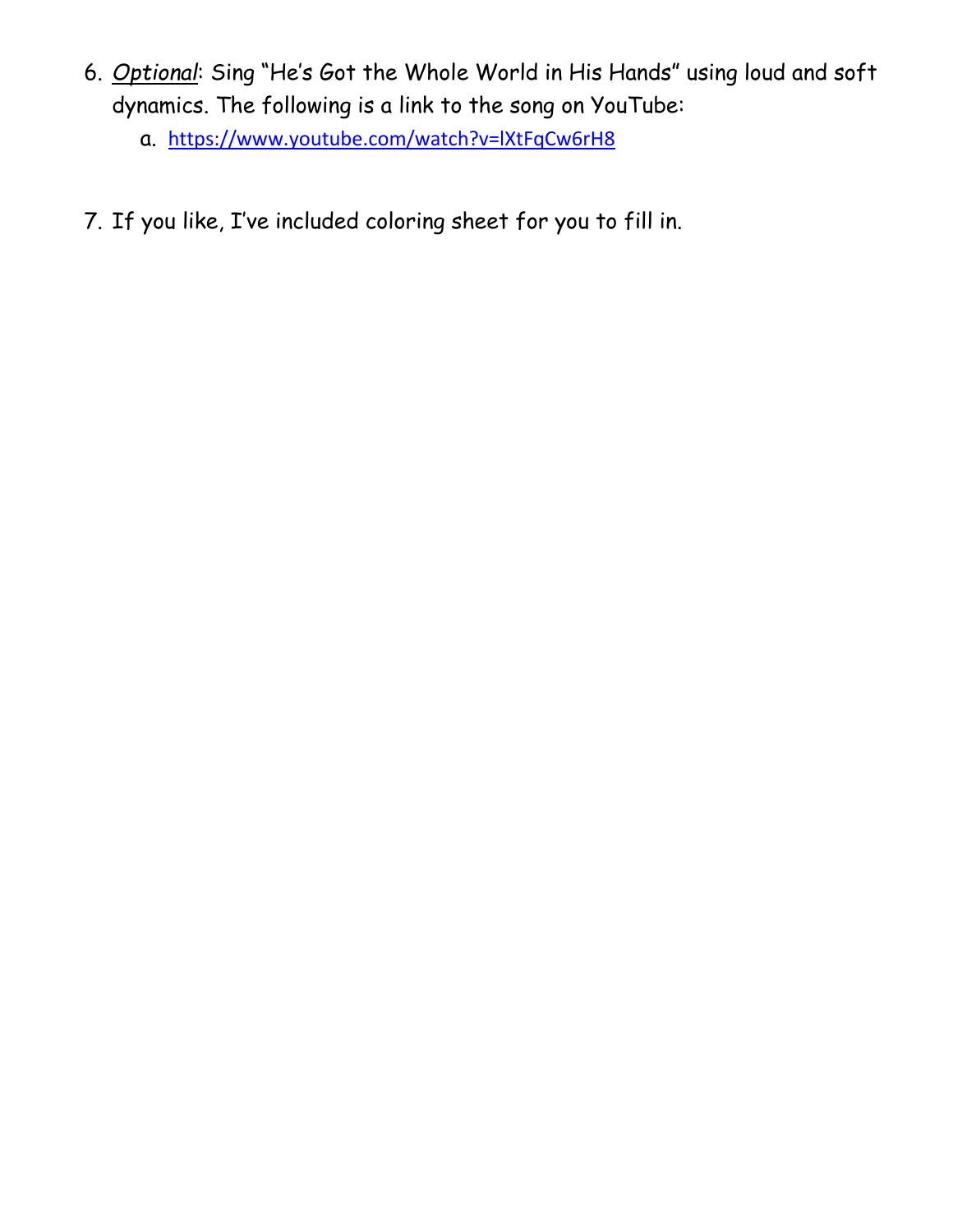6. *Optional*: Sing "He's Got the Whole World in His Hands" using loud and soft dynamics. The following is a link to the song on YouTube:
   a. https://www.youtube.com/watch?v=lXtFqCw6rH8

7. If you like, I've included coloring sheet for you to fill in.